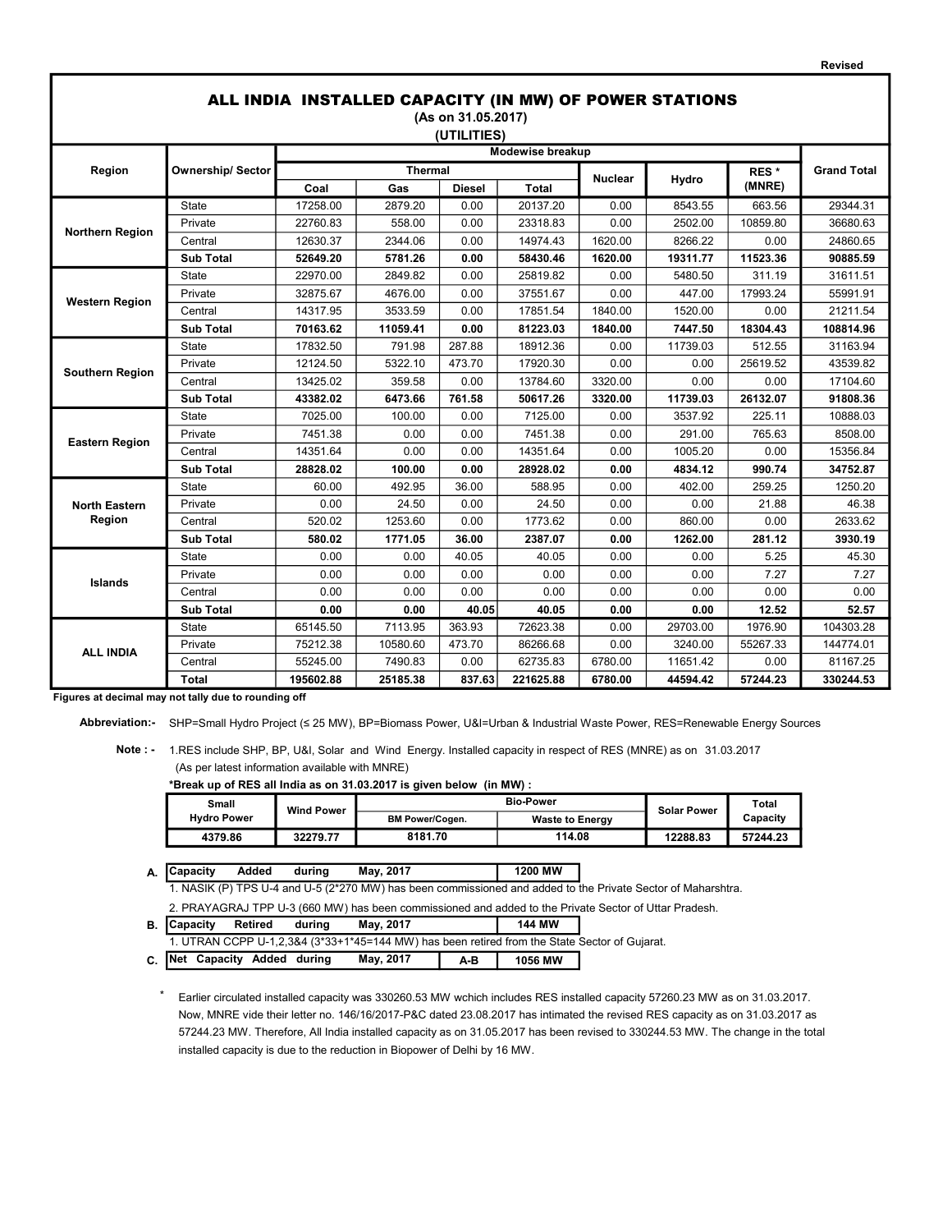Revised

# ALL INDIA INSTALLED CAPACITY (IN MW) OF POWER STATIONS

**(As on 31.05.2017)**

**(UTILITIES)**

| Region | Ownership/ Sector | Modewise breakup | | | | | | | Grand Total |
|---|---|---|---|---|---|---|---|---|---|
| | | Thermal | | | | Nuclear | Hydro | RES * (MNRE) | |
| | | Coal | Gas | Diesel | Total | | | | |
| Northern Region | State | 17258.00 | 2879.20 | 0.00 | 20137.20 | 0.00 | 8543.55 | 663.56 | 29344.31 |
| | Private | 22760.83 | 558.00 | 0.00 | 23318.83 | 0.00 | 2502.00 | 10859.80 | 36680.63 |
| | Central | 12630.37 | 2344.06 | 0.00 | 14974.43 | 1620.00 | 8266.22 | 0.00 | 24860.65 |
| | **Sub Total** | **52649.20** | **5781.26** | **0.00** | **58430.46** | **1620.00** | **19311.77** | **11523.36** | **90885.59** |
| Western Region | State | 22970.00 | 2849.82 | 0.00 | 25819.82 | 0.00 | 5480.50 | 311.19 | 31611.51 |
| | Private | 32875.67 | 4676.00 | 0.00 | 37551.67 | 0.00 | 447.00 | 17993.24 | 55991.91 |
| | Central | 14317.95 | 3533.59 | 0.00 | 17851.54 | 1840.00 | 1520.00 | 0.00 | 21211.54 |
| | **Sub Total** | **70163.62** | **11059.41** | **0.00** | **81223.03** | **1840.00** | **7447.50** | **18304.43** | **108814.96** |
| Southern Region | State | 17832.50 | 791.98 | 287.88 | 18912.36 | 0.00 | 11739.03 | 512.55 | 31163.94 |
| | Private | 12124.50 | 5322.10 | 473.70 | 17920.30 | 0.00 | 0.00 | 25619.52 | 43539.82 |
| | Central | 13425.02 | 359.58 | 0.00 | 13784.60 | 3320.00 | 0.00 | 0.00 | 17104.60 |
| | **Sub Total** | **43382.02** | **6473.66** | **761.58** | **50617.26** | **3320.00** | **11739.03** | **26132.07** | **91808.36** |
| Eastern Region | State | 7025.00 | 100.00 | 0.00 | 7125.00 | 0.00 | 3537.92 | 225.11 | 10888.03 |
| | Private | 7451.38 | 0.00 | 0.00 | 7451.38 | 0.00 | 291.00 | 765.63 | 8508.00 |
| | Central | 14351.64 | 0.00 | 0.00 | 14351.64 | 0.00 | 1005.20 | 0.00 | 15356.84 |
| | **Sub Total** | **28828.02** | **100.00** | **0.00** | **28928.02** | **0.00** | **4834.12** | **990.74** | **34752.87** |
| North Eastern Region | State | 60.00 | 492.95 | 36.00 | 588.95 | 0.00 | 402.00 | 259.25 | 1250.20 |
| | Private | 0.00 | 24.50 | 0.00 | 24.50 | 0.00 | 0.00 | 21.88 | 46.38 |
| | Central | 520.02 | 1253.60 | 0.00 | 1773.62 | 0.00 | 860.00 | 0.00 | 2633.62 |
| | **Sub Total** | **580.02** | **1771.05** | **36.00** | **2387.07** | **0.00** | **1262.00** | **281.12** | **3930.19** |
| Islands | State | 0.00 | 0.00 | 40.05 | 40.05 | 0.00 | 0.00 | 5.25 | 45.30 |
| | Private | 0.00 | 0.00 | 0.00 | 0.00 | 0.00 | 0.00 | 7.27 | 7.27 |
| | Central | 0.00 | 0.00 | 0.00 | 0.00 | 0.00 | 0.00 | 0.00 | 0.00 |
| | **Sub Total** | **0.00** | **0.00** | **40.05** | **40.05** | **0.00** | **0.00** | **12.52** | **52.57** |
| ALL INDIA | State | 65145.50 | 7113.95 | 363.93 | 72623.38 | 0.00 | 29703.00 | 1976.90 | 104303.28 |
| | Private | 75212.38 | 10580.60 | 473.70 | 86266.68 | 0.00 | 3240.00 | 55267.33 | 144774.01 |
| | Central | 55245.00 | 7490.83 | 0.00 | 62735.83 | 6780.00 | 11651.42 | 0.00 | 81167.25 |
| | **Total** | **195602.88** | **25185.38** | **837.63** | **221625.88** | **6780.00** | **44594.42** | **57244.23** | **330244.53** |

**Figures at decimal may not tally due to rounding off**

**Abbreviation:-** SHP=Small Hydro Project (≤ 25 MW), BP=Biomass Power, U&I=Urban & Industrial Waste Power, RES=Renewable Energy Sources

**Note : -** 1.RES include SHP, BP, U&I, Solar and Wind Energy. Installed capacity in respect of RES (MNRE) as on 31.03.2017 (As per latest information available with MNRE)

**\*Break up of RES all India as on 31.03.2017 is given below (in MW) :**

| Small Hydro Power | Wind Power | Bio-Power | | Solar Power | Total Capacity |
|---|---|---|---|---|---|
| | | BM Power/Cogen. | Waste to Energy | | |
| **4379.86** | **32279.77** | **8181.70** | **114.08** | **12288.83** | **57244.23** |

**A.** **Capacity Added during May, 2017** — **1200 MW**

1. NASIK (P) TPS U-4 and U-5 (2*270 MW) has been commissioned and added to the Private Sector of Maharshtra.
2. PRAYAGRAJ TPP U-3 (660 MW) has been commissioned and added to the Private Sector of Uttar Pradesh.

**B.** **Capacity Retired during May, 2017** — **144 MW**

1. UTRAN CCPP U-1,2,3&4 (3*33+1*45=144 MW) has been retired from the State Sector of Gujarat.

**C.** **Net Capacity Added during May, 2017** — **A-B** — **1056 MW**

\* Earlier circulated installed capacity was 330260.53 MW wchich includes RES installed capacity 57260.23 MW as on 31.03.2017. Now, MNRE vide their letter no. 146/16/2017-P&C dated 23.08.2017 has intimated the revised RES capacity as on 31.03.2017 as 57244.23 MW. Therefore, All India installed capacity as on 31.05.2017 has been revised to 330244.53 MW. The change in the total installed capacity is due to the reduction in Biopower of Delhi by 16 MW.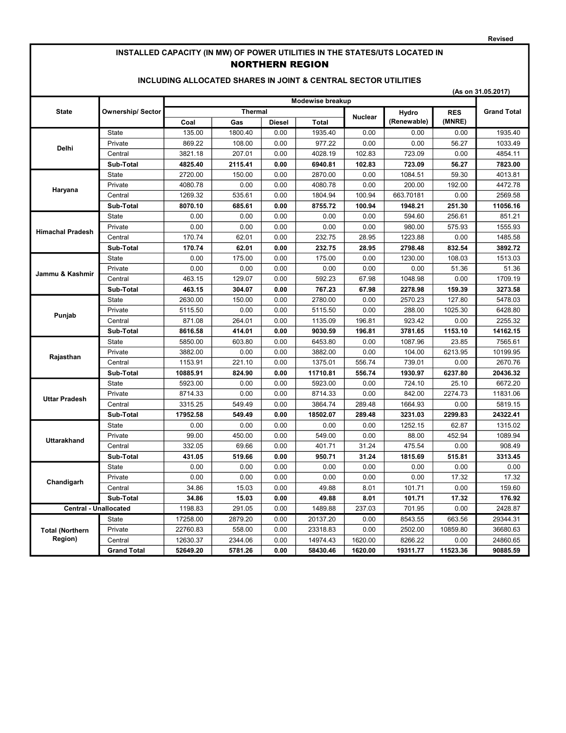Revised

# INSTALLED CAPACITY (IN MW) OF POWER UTILITIES IN THE STATES/UTS LOCATED IN NORTHERN REGION

## INCLUDING ALLOCATED SHARES IN JOINT & CENTRAL SECTOR UTILITIES

(As on 31.05.2017)

| State | Ownership/ Sector | Modewise breakup | | | | | | | Grand Total |
|---|---|---|---|---|---|---|---|---|---|
| | | Thermal | | | | Nuclear | Hydro (Renewable) | RES (MNRE) | |
| | | Coal | Gas | Diesel | Total | | | | |
| Delhi | State | 135.00 | 1800.40 | 0.00 | 1935.40 | 0.00 | 0.00 | 0.00 | 1935.40 |
| | Private | 869.22 | 108.00 | 0.00 | 977.22 | 0.00 | 0.00 | 56.27 | 1033.49 |
| | Central | 3821.18 | 207.01 | 0.00 | 4028.19 | 102.83 | 723.09 | 0.00 | 4854.11 |
| | **Sub-Total** | **4825.40** | **2115.41** | **0.00** | **6940.81** | **102.83** | **723.09** | **56.27** | **7823.00** |
| Haryana | State | 2720.00 | 150.00 | 0.00 | 2870.00 | 0.00 | 1084.51 | 59.30 | 4013.81 |
| | Private | 4080.78 | 0.00 | 0.00 | 4080.78 | 0.00 | 200.00 | 192.00 | 4472.78 |
| | Central | 1269.32 | 535.61 | 0.00 | 1804.94 | 100.94 | 663.70181 | 0.00 | 2569.58 |
| | **Sub-Total** | **8070.10** | **685.61** | **0.00** | **8755.72** | **100.94** | **1948.21** | **251.30** | **11056.16** |
| Himachal Pradesh | State | 0.00 | 0.00 | 0.00 | 0.00 | 0.00 | 594.60 | 256.61 | 851.21 |
| | Private | 0.00 | 0.00 | 0.00 | 0.00 | 0.00 | 980.00 | 575.93 | 1555.93 |
| | Central | 170.74 | 62.01 | 0.00 | 232.75 | 28.95 | 1223.88 | 0.00 | 1485.58 |
| | **Sub-Total** | **170.74** | **62.01** | **0.00** | **232.75** | **28.95** | **2798.48** | **832.54** | **3892.72** |
| Jammu & Kashmir | State | 0.00 | 175.00 | 0.00 | 175.00 | 0.00 | 1230.00 | 108.03 | 1513.03 |
| | Private | 0.00 | 0.00 | 0.00 | 0.00 | 0.00 | 0.00 | 51.36 | 51.36 |
| | Central | 463.15 | 129.07 | 0.00 | 592.23 | 67.98 | 1048.98 | 0.00 | 1709.19 |
| | **Sub-Total** | **463.15** | **304.07** | **0.00** | **767.23** | **67.98** | **2278.98** | **159.39** | **3273.58** |
| Punjab | State | 2630.00 | 150.00 | 0.00 | 2780.00 | 0.00 | 2570.23 | 127.80 | 5478.03 |
| | Private | 5115.50 | 0.00 | 0.00 | 5115.50 | 0.00 | 288.00 | 1025.30 | 6428.80 |
| | Central | 871.08 | 264.01 | 0.00 | 1135.09 | 196.81 | 923.42 | 0.00 | 2255.32 |
| | **Sub-Total** | **8616.58** | **414.01** | **0.00** | **9030.59** | **196.81** | **3781.65** | **1153.10** | **14162.15** |
| Rajasthan | State | 5850.00 | 603.80 | 0.00 | 6453.80 | 0.00 | 1087.96 | 23.85 | 7565.61 |
| | Private | 3882.00 | 0.00 | 0.00 | 3882.00 | 0.00 | 104.00 | 6213.95 | 10199.95 |
| | Central | 1153.91 | 221.10 | 0.00 | 1375.01 | 556.74 | 739.01 | 0.00 | 2670.76 |
| | **Sub-Total** | **10885.91** | **824.90** | **0.00** | **11710.81** | **556.74** | **1930.97** | **6237.80** | **20436.32** |
| Uttar Pradesh | State | 5923.00 | 0.00 | 0.00 | 5923.00 | 0.00 | 724.10 | 25.10 | 6672.20 |
| | Private | 8714.33 | 0.00 | 0.00 | 8714.33 | 0.00 | 842.00 | 2274.73 | 11831.06 |
| | Central | 3315.25 | 549.49 | 0.00 | 3864.74 | 289.48 | 1664.93 | 0.00 | 5819.15 |
| | **Sub-Total** | **17952.58** | **549.49** | **0.00** | **18502.07** | **289.48** | **3231.03** | **2299.83** | **24322.41** |
| Uttarakhand | State | 0.00 | 0.00 | 0.00 | 0.00 | 0.00 | 1252.15 | 62.87 | 1315.02 |
| | Private | 99.00 | 450.00 | 0.00 | 549.00 | 0.00 | 88.00 | 452.94 | 1089.94 |
| | Central | 332.05 | 69.66 | 0.00 | 401.71 | 31.24 | 475.54 | 0.00 | 908.49 |
| | **Sub-Total** | **431.05** | **519.66** | **0.00** | **950.71** | **31.24** | **1815.69** | **515.81** | **3313.45** |
| Chandigarh | State | 0.00 | 0.00 | 0.00 | 0.00 | 0.00 | 0.00 | 0.00 | 0.00 |
| | Private | 0.00 | 0.00 | 0.00 | 0.00 | 0.00 | 0.00 | 17.32 | 17.32 |
| | Central | 34.86 | 15.03 | 0.00 | 49.88 | 8.01 | 101.71 | 0.00 | 159.60 |
| | **Sub-Total** | **34.86** | **15.03** | **0.00** | **49.88** | **8.01** | **101.71** | **17.32** | **176.92** |
| **Central - Unallocated** | | 1198.83 | 291.05 | 0.00 | 1489.88 | 237.03 | 701.95 | 0.00 | 2428.87 |
| Total (Northern Region) | State | 17258.00 | 2879.20 | 0.00 | 20137.20 | 0.00 | 8543.55 | 663.56 | 29344.31 |
| | Private | 22760.83 | 558.00 | 0.00 | 23318.83 | 0.00 | 2502.00 | 10859.80 | 36680.63 |
| | Central | 12630.37 | 2344.06 | 0.00 | 14974.43 | 1620.00 | 8266.22 | 0.00 | 24860.65 |
| | **Grand Total** | **52649.20** | **5781.26** | **0.00** | **58430.46** | **1620.00** | **19311.77** | **11523.36** | **90885.59** |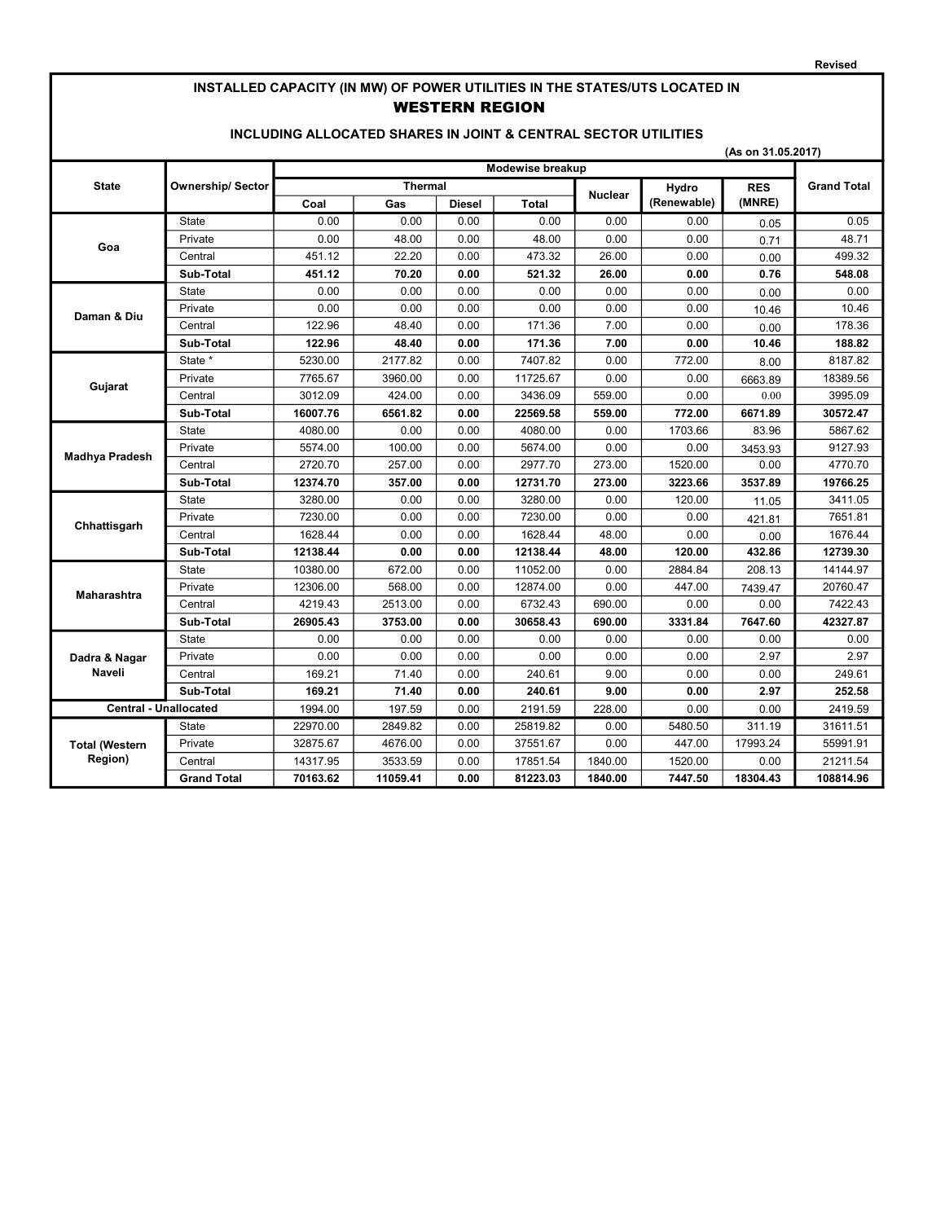Revised

# INSTALLED CAPACITY (IN MW) OF POWER UTILITIES IN THE STATES/UTS LOCATED IN WESTERN REGION

## INCLUDING ALLOCATED SHARES IN JOINT & CENTRAL SECTOR UTILITIES

(As on 31.05.2017)

| State | Ownership/ Sector | Modewise breakup | | | | | | | Grand Total |
|---|---|---|---|---|---|---|---|---|---|
| | | Thermal | | | | Nuclear | Hydro (Renewable) | RES (MNRE) | |
| | | Coal | Gas | Diesel | Total | | | | |
| Goa | State | 0.00 | 0.00 | 0.00 | 0.00 | 0.00 | 0.00 | 0.05 | 0.05 |
| | Private | 0.00 | 48.00 | 0.00 | 48.00 | 0.00 | 0.00 | 0.71 | 48.71 |
| | Central | 451.12 | 22.20 | 0.00 | 473.32 | 26.00 | 0.00 | 0.00 | 499.32 |
| | **Sub-Total** | **451.12** | **70.20** | **0.00** | **521.32** | **26.00** | **0.00** | **0.76** | **548.08** |
| Daman & Diu | State | 0.00 | 0.00 | 0.00 | 0.00 | 0.00 | 0.00 | 0.00 | 0.00 |
| | Private | 0.00 | 0.00 | 0.00 | 0.00 | 0.00 | 0.00 | 10.46 | 10.46 |
| | Central | 122.96 | 48.40 | 0.00 | 171.36 | 7.00 | 0.00 | 0.00 | 178.36 |
| | **Sub-Total** | **122.96** | **48.40** | **0.00** | **171.36** | **7.00** | **0.00** | **10.46** | **188.82** |
| Gujarat | State * | 5230.00 | 2177.82 | 0.00 | 7407.82 | 0.00 | 772.00 | 8.00 | 8187.82 |
| | Private | 7765.67 | 3960.00 | 0.00 | 11725.67 | 0.00 | 0.00 | 6663.89 | 18389.56 |
| | Central | 3012.09 | 424.00 | 0.00 | 3436.09 | 559.00 | 0.00 | 0.00 | 3995.09 |
| | **Sub-Total** | **16007.76** | **6561.82** | **0.00** | **22569.58** | **559.00** | **772.00** | **6671.89** | **30572.47** |
| Madhya Pradesh | State | 4080.00 | 0.00 | 0.00 | 4080.00 | 0.00 | 1703.66 | 83.96 | 5867.62 |
| | Private | 5574.00 | 100.00 | 0.00 | 5674.00 | 0.00 | 0.00 | 3453.93 | 9127.93 |
| | Central | 2720.70 | 257.00 | 0.00 | 2977.70 | 273.00 | 1520.00 | 0.00 | 4770.70 |
| | **Sub-Total** | **12374.70** | **357.00** | **0.00** | **12731.70** | **273.00** | **3223.66** | **3537.89** | **19766.25** |
| Chhattisgarh | State | 3280.00 | 0.00 | 0.00 | 3280.00 | 0.00 | 120.00 | 11.05 | 3411.05 |
| | Private | 7230.00 | 0.00 | 0.00 | 7230.00 | 0.00 | 0.00 | 421.81 | 7651.81 |
| | Central | 1628.44 | 0.00 | 0.00 | 1628.44 | 48.00 | 0.00 | 0.00 | 1676.44 |
| | **Sub-Total** | **12138.44** | **0.00** | **0.00** | **12138.44** | **48.00** | **120.00** | **432.86** | **12739.30** |
| Maharashtra | State | 10380.00 | 672.00 | 0.00 | 11052.00 | 0.00 | 2884.84 | 208.13 | 14144.97 |
| | Private | 12306.00 | 568.00 | 0.00 | 12874.00 | 0.00 | 447.00 | 7439.47 | 20760.47 |
| | Central | 4219.43 | 2513.00 | 0.00 | 6732.43 | 690.00 | 0.00 | 0.00 | 7422.43 |
| | **Sub-Total** | **26905.43** | **3753.00** | **0.00** | **30658.43** | **690.00** | **3331.84** | **7647.60** | **42327.87** |
| Dadra & Nagar Naveli | State | 0.00 | 0.00 | 0.00 | 0.00 | 0.00 | 0.00 | 0.00 | 0.00 |
| | Private | 0.00 | 0.00 | 0.00 | 0.00 | 0.00 | 0.00 | 2.97 | 2.97 |
| | Central | 169.21 | 71.40 | 0.00 | 240.61 | 9.00 | 0.00 | 0.00 | 249.61 |
| | **Sub-Total** | **169.21** | **71.40** | **0.00** | **240.61** | **9.00** | **0.00** | **2.97** | **252.58** |
| Central - Unallocated | | 1994.00 | 197.59 | 0.00 | 2191.59 | 228.00 | 0.00 | 0.00 | 2419.59 |
| Total (Western Region) | State | 22970.00 | 2849.82 | 0.00 | 25819.82 | 0.00 | 5480.50 | 311.19 | 31611.51 |
| | Private | 32875.67 | 4676.00 | 0.00 | 37551.67 | 0.00 | 447.00 | 17993.24 | 55991.91 |
| | Central | 14317.95 | 3533.59 | 0.00 | 17851.54 | 1840.00 | 1520.00 | 0.00 | 21211.54 |
| | **Grand Total** | **70163.62** | **11059.41** | **0.00** | **81223.03** | **1840.00** | **7447.50** | **18304.43** | **108814.96** |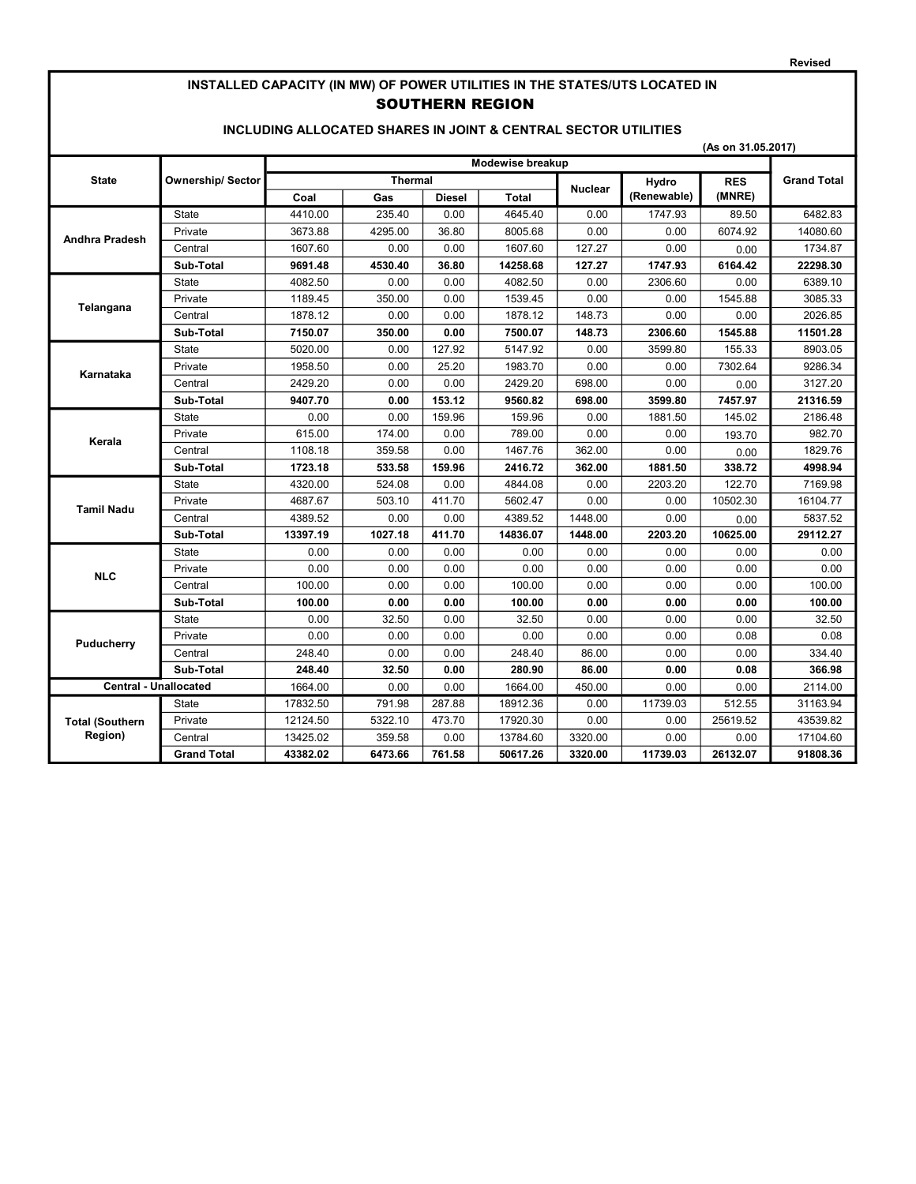Revised

# INSTALLED CAPACITY (IN MW) OF POWER UTILITIES IN THE STATES/UTS LOCATED IN
## SOUTHERN REGION
### INCLUDING ALLOCATED SHARES IN JOINT & CENTRAL SECTOR UTILITIES

(As on 31.05.2017)

| State | Ownership/ Sector | Modewise breakup | | | | | | | Grand Total |
|---|---|---|---|---|---|---|---|---|---|
| | | Thermal | | | | Nuclear | Hydro (Renewable) | RES (MNRE) | |
| | | Coal | Gas | Diesel | Total | | | | |
| Andhra Pradesh | State | 4410.00 | 235.40 | 0.00 | 4645.40 | 0.00 | 1747.93 | 89.50 | 6482.83 |
| | Private | 3673.88 | 4295.00 | 36.80 | 8005.68 | 0.00 | 0.00 | 6074.92 | 14080.60 |
| | Central | 1607.60 | 0.00 | 0.00 | 1607.60 | 127.27 | 0.00 | 0.00 | 1734.87 |
| | **Sub-Total** | **9691.48** | **4530.40** | **36.80** | **14258.68** | **127.27** | **1747.93** | **6164.42** | **22298.30** |
| Telangana | State | 4082.50 | 0.00 | 0.00 | 4082.50 | 0.00 | 2306.60 | 0.00 | 6389.10 |
| | Private | 1189.45 | 350.00 | 0.00 | 1539.45 | 0.00 | 0.00 | 1545.88 | 3085.33 |
| | Central | 1878.12 | 0.00 | 0.00 | 1878.12 | 148.73 | 0.00 | 0.00 | 2026.85 |
| | **Sub-Total** | **7150.07** | **350.00** | **0.00** | **7500.07** | **148.73** | **2306.60** | **1545.88** | **11501.28** |
| Karnataka | State | 5020.00 | 0.00 | 127.92 | 5147.92 | 0.00 | 3599.80 | 155.33 | 8903.05 |
| | Private | 1958.50 | 0.00 | 25.20 | 1983.70 | 0.00 | 0.00 | 7302.64 | 9286.34 |
| | Central | 2429.20 | 0.00 | 0.00 | 2429.20 | 698.00 | 0.00 | 0.00 | 3127.20 |
| | **Sub-Total** | **9407.70** | **0.00** | **153.12** | **9560.82** | **698.00** | **3599.80** | **7457.97** | **21316.59** |
| Kerala | State | 0.00 | 0.00 | 159.96 | 159.96 | 0.00 | 1881.50 | 145.02 | 2186.48 |
| | Private | 615.00 | 174.00 | 0.00 | 789.00 | 0.00 | 0.00 | 193.70 | 982.70 |
| | Central | 1108.18 | 359.58 | 0.00 | 1467.76 | 362.00 | 0.00 | 0.00 | 1829.76 |
| | **Sub-Total** | **1723.18** | **533.58** | **159.96** | **2416.72** | **362.00** | **1881.50** | **338.72** | **4998.94** |
| Tamil Nadu | State | 4320.00 | 524.08 | 0.00 | 4844.08 | 0.00 | 2203.20 | 122.70 | 7169.98 |
| | Private | 4687.67 | 503.10 | 411.70 | 5602.47 | 0.00 | 0.00 | 10502.30 | 16104.77 |
| | Central | 4389.52 | 0.00 | 0.00 | 4389.52 | 1448.00 | 0.00 | 0.00 | 5837.52 |
| | **Sub-Total** | **13397.19** | **1027.18** | **411.70** | **14836.07** | **1448.00** | **2203.20** | **10625.00** | **29112.27** |
| NLC | State | 0.00 | 0.00 | 0.00 | 0.00 | 0.00 | 0.00 | 0.00 | 0.00 |
| | Private | 0.00 | 0.00 | 0.00 | 0.00 | 0.00 | 0.00 | 0.00 | 0.00 |
| | Central | 100.00 | 0.00 | 0.00 | 100.00 | 0.00 | 0.00 | 0.00 | 100.00 |
| | **Sub-Total** | **100.00** | **0.00** | **0.00** | **100.00** | **0.00** | **0.00** | **0.00** | **100.00** |
| Puducherry | State | 0.00 | 32.50 | 0.00 | 32.50 | 0.00 | 0.00 | 0.00 | 32.50 |
| | Private | 0.00 | 0.00 | 0.00 | 0.00 | 0.00 | 0.00 | 0.08 | 0.08 |
| | Central | 248.40 | 0.00 | 0.00 | 248.40 | 86.00 | 0.00 | 0.00 | 334.40 |
| | **Sub-Total** | **248.40** | **32.50** | **0.00** | **280.90** | **86.00** | **0.00** | **0.08** | **366.98** |
| Central - Unallocated | | 1664.00 | 0.00 | 0.00 | 1664.00 | 450.00 | 0.00 | 0.00 | 2114.00 |
| Total (Southern Region) | State | 17832.50 | 791.98 | 287.88 | 18912.36 | 0.00 | 11739.03 | 512.55 | 31163.94 |
| | Private | 12124.50 | 5322.10 | 473.70 | 17920.30 | 0.00 | 0.00 | 25619.52 | 43539.82 |
| | Central | 13425.02 | 359.58 | 0.00 | 13784.60 | 3320.00 | 0.00 | 0.00 | 17104.60 |
| | **Grand Total** | **43382.02** | **6473.66** | **761.58** | **50617.26** | **3320.00** | **11739.03** | **26132.07** | **91808.36** |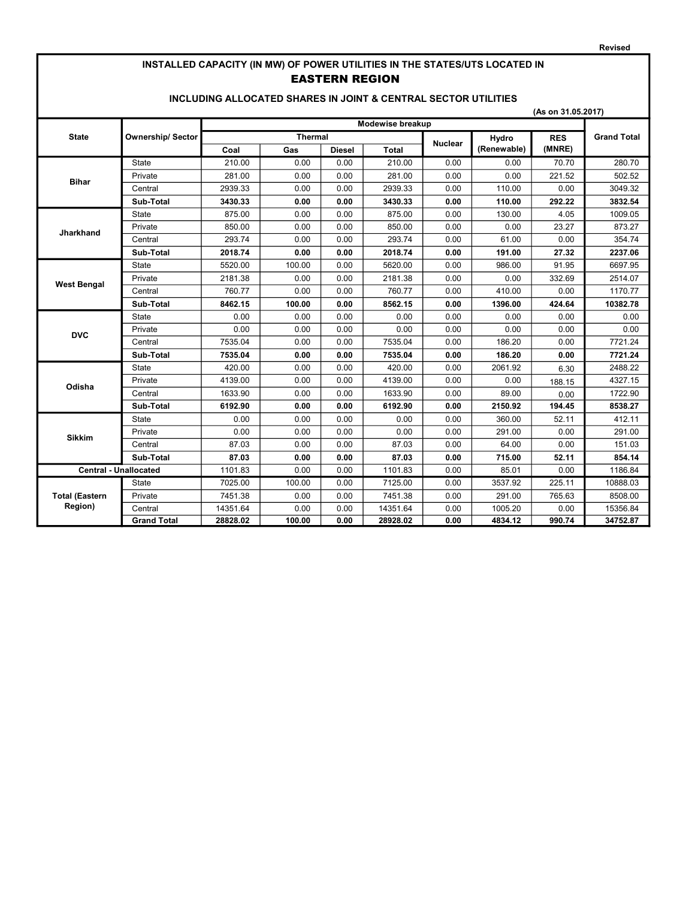Revised

# INSTALLED CAPACITY (IN MW) OF POWER UTILITIES IN THE STATES/UTS LOCATED IN

## EASTERN REGION

### INCLUDING ALLOCATED SHARES IN JOINT & CENTRAL SECTOR UTILITIES

(As on 31.05.2017)

| State | Ownership/ Sector | Modewise breakup | | | | | | | Grand Total |
|---|---|---|---|---|---|---|---|---|---|
| | | Thermal | | | | Nuclear | Hydro (Renewable) | RES (MNRE) | |
| | | Coal | Gas | Diesel | Total | | | | |
| Bihar | State | 210.00 | 0.00 | 0.00 | 210.00 | 0.00 | 0.00 | 70.70 | 280.70 |
| | Private | 281.00 | 0.00 | 0.00 | 281.00 | 0.00 | 0.00 | 221.52 | 502.52 |
| | Central | 2939.33 | 0.00 | 0.00 | 2939.33 | 0.00 | 110.00 | 0.00 | 3049.32 |
| | **Sub-Total** | **3430.33** | **0.00** | **0.00** | **3430.33** | **0.00** | **110.00** | **292.22** | **3832.54** |
| Jharkhand | State | 875.00 | 0.00 | 0.00 | 875.00 | 0.00 | 130.00 | 4.05 | 1009.05 |
| | Private | 850.00 | 0.00 | 0.00 | 850.00 | 0.00 | 0.00 | 23.27 | 873.27 |
| | Central | 293.74 | 0.00 | 0.00 | 293.74 | 0.00 | 61.00 | 0.00 | 354.74 |
| | **Sub-Total** | **2018.74** | **0.00** | **0.00** | **2018.74** | **0.00** | **191.00** | **27.32** | **2237.06** |
| West Bengal | State | 5520.00 | 100.00 | 0.00 | 5620.00 | 0.00 | 986.00 | 91.95 | 6697.95 |
| | Private | 2181.38 | 0.00 | 0.00 | 2181.38 | 0.00 | 0.00 | 332.69 | 2514.07 |
| | Central | 760.77 | 0.00 | 0.00 | 760.77 | 0.00 | 410.00 | 0.00 | 1170.77 |
| | **Sub-Total** | **8462.15** | **100.00** | **0.00** | **8562.15** | **0.00** | **1396.00** | **424.64** | **10382.78** |
| DVC | State | 0.00 | 0.00 | 0.00 | 0.00 | 0.00 | 0.00 | 0.00 | 0.00 |
| | Private | 0.00 | 0.00 | 0.00 | 0.00 | 0.00 | 0.00 | 0.00 | 0.00 |
| | Central | 7535.04 | 0.00 | 0.00 | 7535.04 | 0.00 | 186.20 | 0.00 | 7721.24 |
| | **Sub-Total** | **7535.04** | **0.00** | **0.00** | **7535.04** | **0.00** | **186.20** | **0.00** | **7721.24** |
| Odisha | State | 420.00 | 0.00 | 0.00 | 420.00 | 0.00 | 2061.92 | 6.30 | 2488.22 |
| | Private | 4139.00 | 0.00 | 0.00 | 4139.00 | 0.00 | 0.00 | 188.15 | 4327.15 |
| | Central | 1633.90 | 0.00 | 0.00 | 1633.90 | 0.00 | 89.00 | 0.00 | 1722.90 |
| | **Sub-Total** | **6192.90** | **0.00** | **0.00** | **6192.90** | **0.00** | **2150.92** | **194.45** | **8538.27** |
| Sikkim | State | 0.00 | 0.00 | 0.00 | 0.00 | 0.00 | 360.00 | 52.11 | 412.11 |
| | Private | 0.00 | 0.00 | 0.00 | 0.00 | 0.00 | 291.00 | 0.00 | 291.00 |
| | Central | 87.03 | 0.00 | 0.00 | 87.03 | 0.00 | 64.00 | 0.00 | 151.03 |
| | **Sub-Total** | **87.03** | **0.00** | **0.00** | **87.03** | **0.00** | **715.00** | **52.11** | **854.14** |
| Central - Unallocated | | 1101.83 | 0.00 | 0.00 | 1101.83 | 0.00 | 85.01 | 0.00 | 1186.84 |
| Total (Eastern Region) | State | 7025.00 | 100.00 | 0.00 | 7125.00 | 0.00 | 3537.92 | 225.11 | 10888.03 |
| | Private | 7451.38 | 0.00 | 0.00 | 7451.38 | 0.00 | 291.00 | 765.63 | 8508.00 |
| | Central | 14351.64 | 0.00 | 0.00 | 14351.64 | 0.00 | 1005.20 | 0.00 | 15356.84 |
| | **Grand Total** | **28828.02** | **100.00** | **0.00** | **28928.02** | **0.00** | **4834.12** | **990.74** | **34752.87** |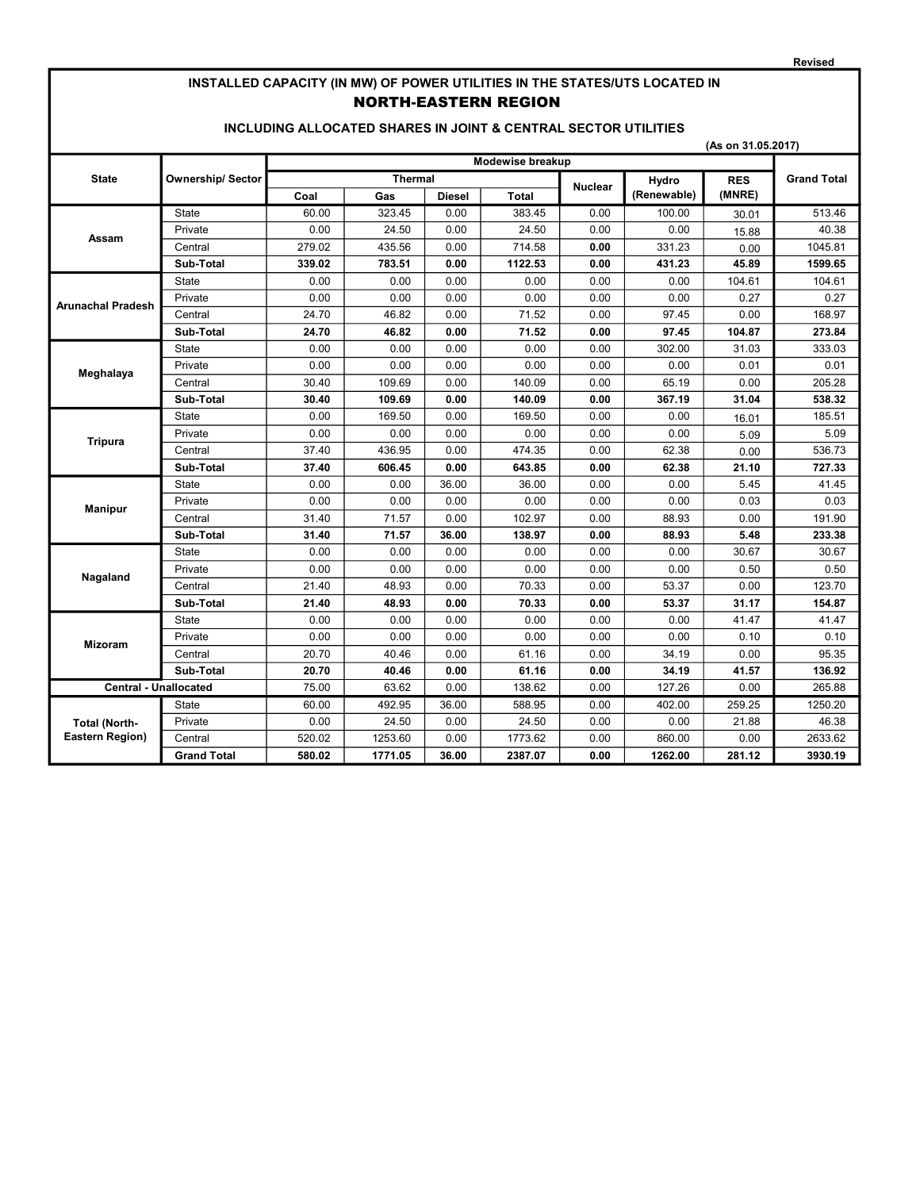Revised

# INSTALLED CAPACITY (IN MW) OF POWER UTILITIES IN THE STATES/UTS LOCATED IN

## NORTH-EASTERN REGION

### INCLUDING ALLOCATED SHARES IN JOINT & CENTRAL SECTOR UTILITIES

(As on 31.05.2017)

| State | Ownership/ Sector | Modewise breakup | | | | | | | Grand Total |
|---|---|---|---|---|---|---|---|---|---|
| | | Thermal | | | | Nuclear | Hydro (Renewable) | RES (MNRE) | |
| | | Coal | Gas | Diesel | Total | | | | |
| Assam | State | 60.00 | 323.45 | 0.00 | 383.45 | 0.00 | 100.00 | 30.01 | 513.46 |
| | Private | 0.00 | 24.50 | 0.00 | 24.50 | 0.00 | 0.00 | 15.88 | 40.38 |
| | Central | 279.02 | 435.56 | 0.00 | 714.58 | **0.00** | 331.23 | 0.00 | 1045.81 |
| | **Sub-Total** | **339.02** | **783.51** | **0.00** | **1122.53** | **0.00** | **431.23** | **45.89** | **1599.65** |
| Arunachal Pradesh | State | 0.00 | 0.00 | 0.00 | 0.00 | 0.00 | 0.00 | 104.61 | 104.61 |
| | Private | 0.00 | 0.00 | 0.00 | 0.00 | 0.00 | 0.00 | 0.27 | 0.27 |
| | Central | 24.70 | 46.82 | 0.00 | 71.52 | 0.00 | 97.45 | 0.00 | 168.97 |
| | **Sub-Total** | **24.70** | **46.82** | **0.00** | **71.52** | **0.00** | **97.45** | **104.87** | **273.84** |
| Meghalaya | State | 0.00 | 0.00 | 0.00 | 0.00 | 0.00 | 302.00 | 31.03 | 333.03 |
| | Private | 0.00 | 0.00 | 0.00 | 0.00 | 0.00 | 0.00 | 0.01 | 0.01 |
| | Central | 30.40 | 109.69 | 0.00 | 140.09 | 0.00 | 65.19 | 0.00 | 205.28 |
| | **Sub-Total** | **30.40** | **109.69** | **0.00** | **140.09** | **0.00** | **367.19** | **31.04** | **538.32** |
| Tripura | State | 0.00 | 169.50 | 0.00 | 169.50 | 0.00 | 0.00 | 16.01 | 185.51 |
| | Private | 0.00 | 0.00 | 0.00 | 0.00 | 0.00 | 0.00 | 5.09 | 5.09 |
| | Central | 37.40 | 436.95 | 0.00 | 474.35 | 0.00 | 62.38 | 0.00 | 536.73 |
| | **Sub-Total** | **37.40** | **606.45** | **0.00** | **643.85** | **0.00** | **62.38** | **21.10** | **727.33** |
| Manipur | State | 0.00 | 0.00 | 36.00 | 36.00 | 0.00 | 0.00 | 5.45 | 41.45 |
| | Private | 0.00 | 0.00 | 0.00 | 0.00 | 0.00 | 0.00 | 0.03 | 0.03 |
| | Central | 31.40 | 71.57 | 0.00 | 102.97 | 0.00 | 88.93 | 0.00 | 191.90 |
| | **Sub-Total** | **31.40** | **71.57** | **36.00** | **138.97** | **0.00** | **88.93** | **5.48** | **233.38** |
| Nagaland | State | 0.00 | 0.00 | 0.00 | 0.00 | 0.00 | 0.00 | 30.67 | 30.67 |
| | Private | 0.00 | 0.00 | 0.00 | 0.00 | 0.00 | 0.00 | 0.50 | 0.50 |
| | Central | 21.40 | 48.93 | 0.00 | 70.33 | 0.00 | 53.37 | 0.00 | 123.70 |
| | **Sub-Total** | **21.40** | **48.93** | **0.00** | **70.33** | **0.00** | **53.37** | **31.17** | **154.87** |
| Mizoram | State | 0.00 | 0.00 | 0.00 | 0.00 | 0.00 | 0.00 | 41.47 | 41.47 |
| | Private | 0.00 | 0.00 | 0.00 | 0.00 | 0.00 | 0.00 | 0.10 | 0.10 |
| | Central | 20.70 | 40.46 | 0.00 | 61.16 | 0.00 | 34.19 | 0.00 | 95.35 |
| | **Sub-Total** | **20.70** | **40.46** | **0.00** | **61.16** | **0.00** | **34.19** | **41.57** | **136.92** |
| **Central - Unallocated** | | 75.00 | 63.62 | 0.00 | 138.62 | 0.00 | 127.26 | 0.00 | 265.88 |
| Total (North-Eastern Region) | State | 60.00 | 492.95 | 36.00 | 588.95 | 0.00 | 402.00 | 259.25 | 1250.20 |
| | Private | 0.00 | 24.50 | 0.00 | 24.50 | 0.00 | 0.00 | 21.88 | 46.38 |
| | Central | 520.02 | 1253.60 | 0.00 | 1773.62 | 0.00 | 860.00 | 0.00 | 2633.62 |
| | **Grand Total** | **580.02** | **1771.05** | **36.00** | **2387.07** | **0.00** | **1262.00** | **281.12** | **3930.19** |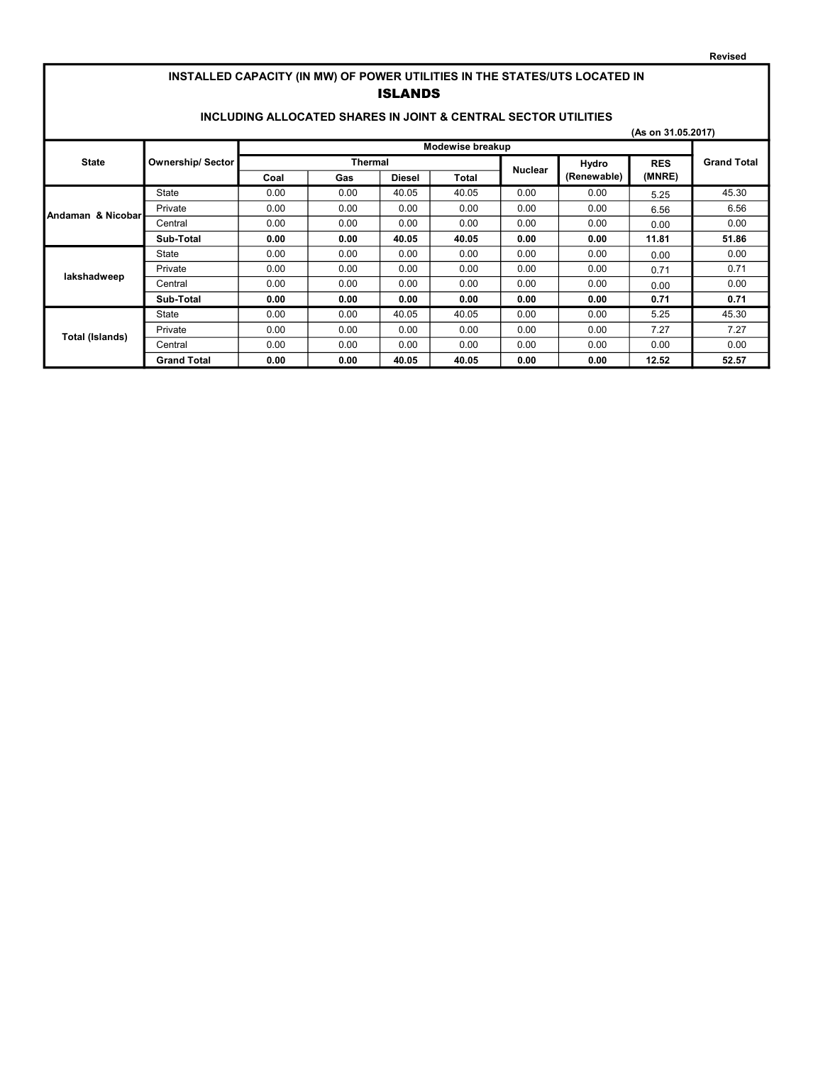Revised

# INSTALLED CAPACITY (IN MW) OF POWER UTILITIES IN THE STATES/UTS LOCATED IN

## ISLANDS

### INCLUDING ALLOCATED SHARES IN JOINT & CENTRAL SECTOR UTILITIES

(As on 31.05.2017)

| State | Ownership/ Sector | Modewise breakup | | | | | | | Grand Total |
|---|---|---|---|---|---|---|---|---|---|
| | | Thermal | | | | Nuclear | Hydro (Renewable) | RES (MNRE) | |
| | | Coal | Gas | Diesel | Total | | | | |
| Andaman & Nicobar | State | 0.00 | 0.00 | 40.05 | 40.05 | 0.00 | 0.00 | 5.25 | 45.30 |
| | Private | 0.00 | 0.00 | 0.00 | 0.00 | 0.00 | 0.00 | 6.56 | 6.56 |
| | Central | 0.00 | 0.00 | 0.00 | 0.00 | 0.00 | 0.00 | 0.00 | 0.00 |
| | **Sub-Total** | **0.00** | **0.00** | **40.05** | **40.05** | **0.00** | **0.00** | **11.81** | **51.86** |
| lakshadweep | State | 0.00 | 0.00 | 0.00 | 0.00 | 0.00 | 0.00 | 0.00 | 0.00 |
| | Private | 0.00 | 0.00 | 0.00 | 0.00 | 0.00 | 0.00 | 0.71 | 0.71 |
| | Central | 0.00 | 0.00 | 0.00 | 0.00 | 0.00 | 0.00 | 0.00 | 0.00 |
| | **Sub-Total** | **0.00** | **0.00** | **0.00** | **0.00** | **0.00** | **0.00** | **0.71** | **0.71** |
| Total (Islands) | State | 0.00 | 0.00 | 40.05 | 40.05 | 0.00 | 0.00 | 5.25 | 45.30 |
| | Private | 0.00 | 0.00 | 0.00 | 0.00 | 0.00 | 0.00 | 7.27 | 7.27 |
| | Central | 0.00 | 0.00 | 0.00 | 0.00 | 0.00 | 0.00 | 0.00 | 0.00 |
| | **Grand Total** | **0.00** | **0.00** | **40.05** | **40.05** | **0.00** | **0.00** | **12.52** | **52.57** |